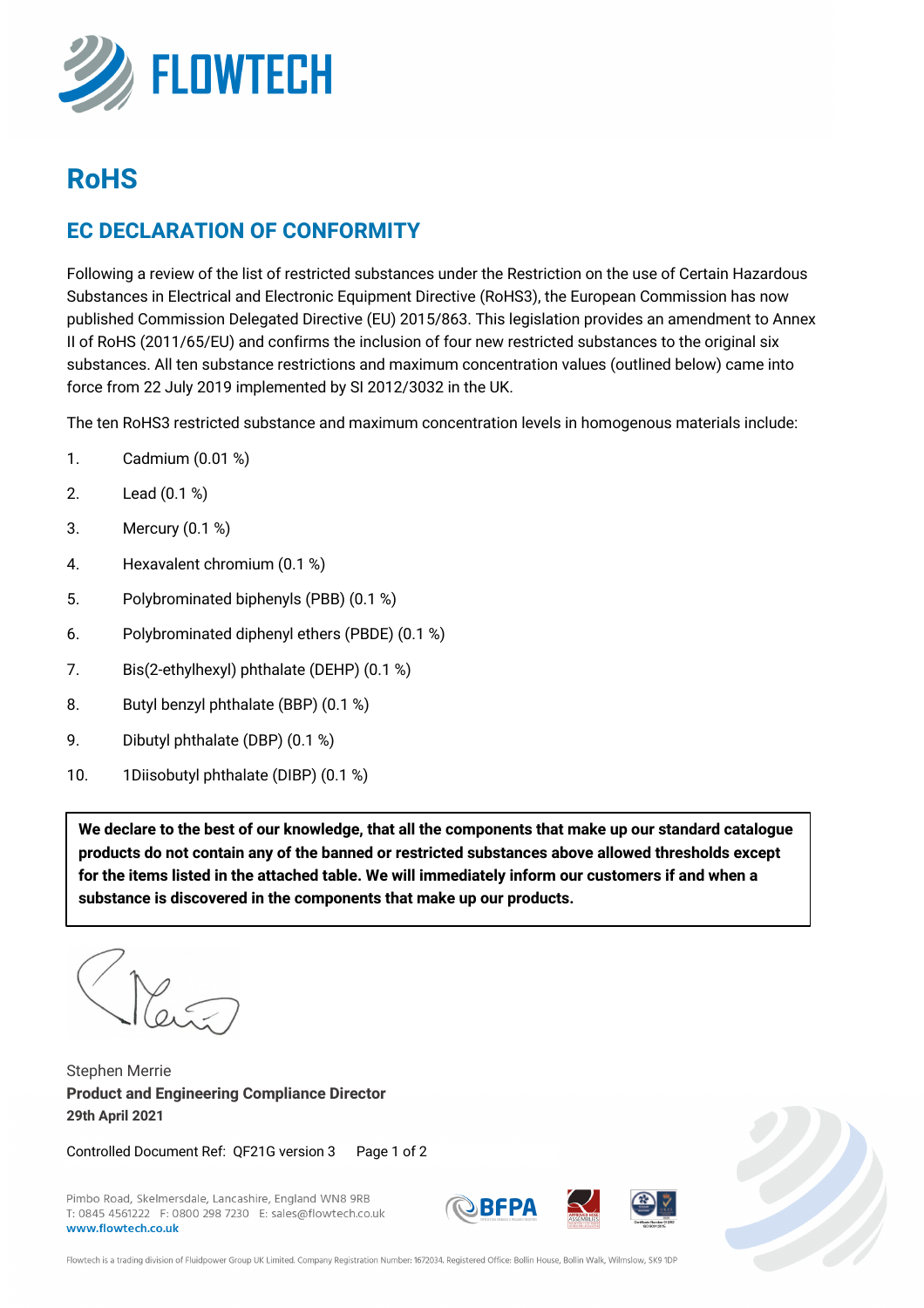# RoHS

## EC DECLARATION OF CONFORMITY

Following a review of the list of restricted substances under the Restriction on the use of Certain Hazardous Substances in Electrical and Electronic Equipment Directive (RoHS3), the European Commission has now published Commission Delegated Directive (EU) 2015/863. This legislation provides an amendment to Annex II of RoHS (2011/65/EU) and confirms the inclusion of four new restricted substances to the original six substances. All ten substance restrictions and maximum concentration values (outlined below) came into force from 22 July 2019 implemented by SI 2012/3032 in the UK.

The ten RoHS3 restricted substance and maximum concentration levels in homogenous materials include:

1. Cadmium (0.01 %)
2. Lead (0.1 %)
3. Mercury (0.1 %)
4. Hexavalent chromium (0.1 %)
5. Polybrominated biphenyls (PBB) (0.1 %)
6. Polybrominated diphenyl ethers (PBDE) (0.1 %)
7. Bis(2-ethylhexyl) phthalate (DEHP) (0.1 %)
8. Butyl benzyl phthalate (BBP) (0.1 %)
9. Dibutyl phthalate (DBP) (0.1 %)
10. 1Diisobutyl phthalate (DIBP) (0.1 %)

**We declare to the best of our knowledge, that all the components that make up our standard catalogue products do not contain any of the banned or restricted substances above allowed thresholds except for the items listed in the attached table. We will immediately inform our customers if and when a substance is discovered in the components that make up our products.**

Stephen Merrie
**Product and Engineering Compliance Director**
**29th April 2021**

Controlled Document Ref: QF21G version 3

Pimbo Road, Skelmersdale, Lancashire, England WN8 9RB
T: 0845 4561222 F: 0800 298 7230 E: sales@flowtech.co.uk
**www.flowtech.co.uk**

Flowtech is a trading division of Fluidpower Group UK Limited. Company Registration Number: 1672034. Registered Office: Bollin House, Bollin Walk, Wilmslow, SK9 1DP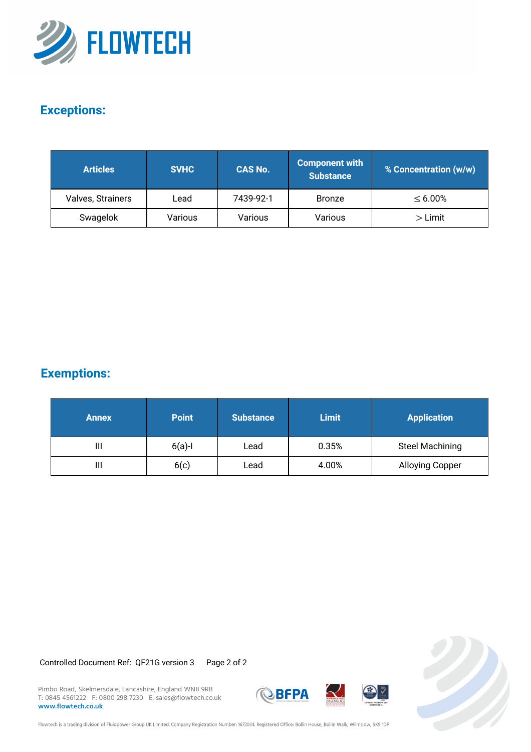## Exceptions:

| Articles | SVHC | CAS No. | Component with Substance | % Concentration (w/w) |
|---|---|---|---|---|
| Valves, Strainers | Lead | 7439-92-1 | Bronze | $\leq$ 6.00% |
| Swagelok | Various | Various | Various | > Limit |

## Exemptions:

| Annex | Point | Substance | Limit | Application |
|---|---|---|---|---|
| III | 6(a)-I | Lead | 0.35% | Steel Machining |
| III | 6(c) | Lead | 4.00% | Alloying Copper |

Controlled Document Ref: QF21G version 3

Pimbo Road, Skelmersdale, Lancashire, England WN8 9RB
T: 0845 4561222 F: 0800 298 7230 E: sales@flowtech.co.uk
www.flowtech.co.uk

Flowtech is a trading division of Fluidpower Group UK Limited. Company Registration Number: 1672034. Registered Office: Bollin House, Bollin Walk, Wilmslow, SK9 1DP